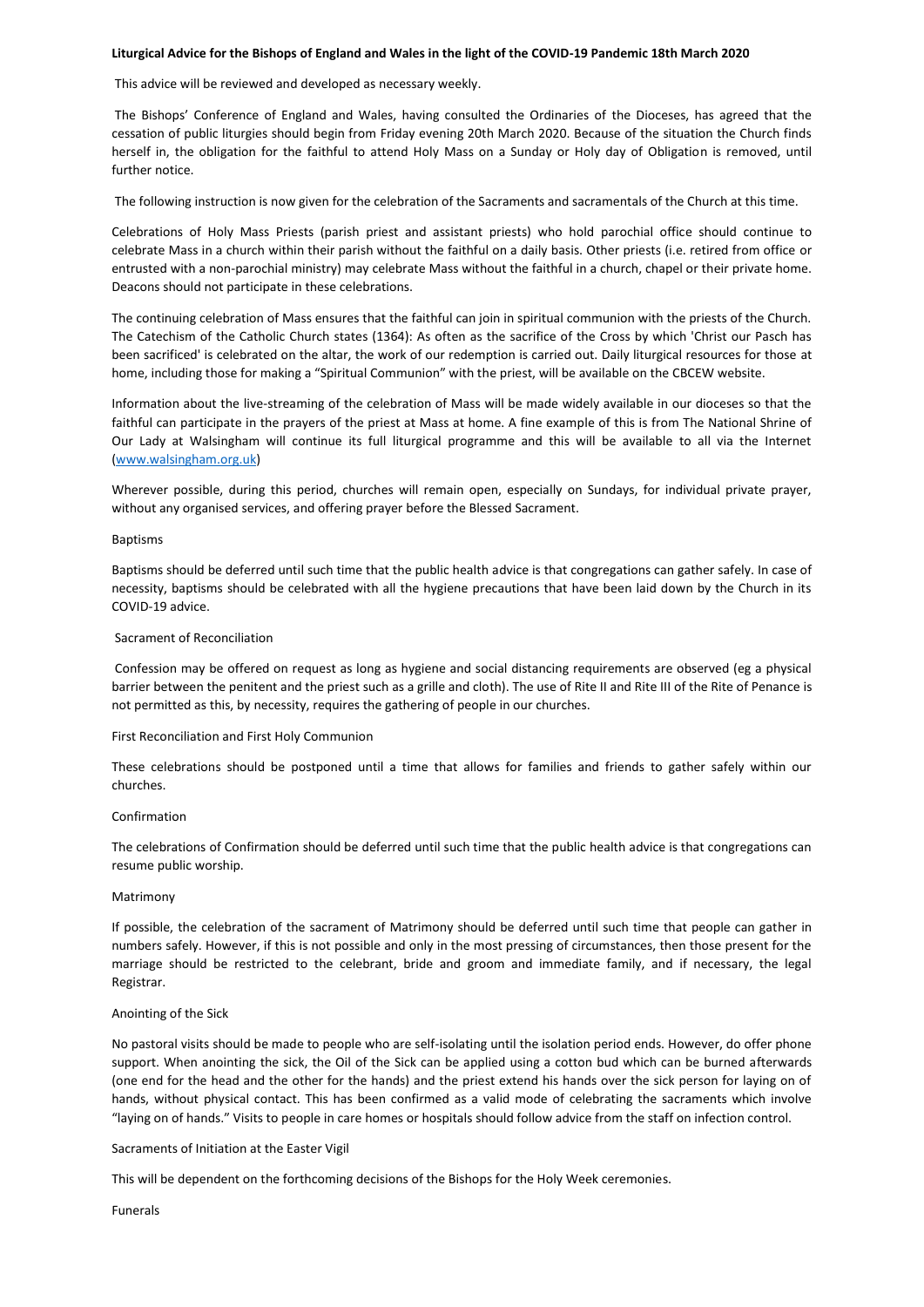**Liturgical Advice for the Bishops of England and Wales in the light of the COVID-19 Pandemic 18th March 2020**

This advice will be reviewed and developed as necessary weekly.

The Bishops' Conference of England and Wales, having consulted the Ordinaries of the Dioceses, has agreed that the cessation of public liturgies should begin from Friday evening 20th March 2020. Because of the situation the Church finds herself in, the obligation for the faithful to attend Holy Mass on a Sunday or Holy day of Obligation is removed, until further notice.

The following instruction is now given for the celebration of the Sacraments and sacramentals of the Church at this time.

Celebrations of Holy Mass Priests (parish priest and assistant priests) who hold parochial office should continue to celebrate Mass in a church within their parish without the faithful on a daily basis. Other priests (i.e. retired from office or entrusted with a non-parochial ministry) may celebrate Mass without the faithful in a church, chapel or their private home. Deacons should not participate in these celebrations.

The continuing celebration of Mass ensures that the faithful can join in spiritual communion with the priests of the Church. The Catechism of the Catholic Church states (1364): As often as the sacrifice of the Cross by which 'Christ our Pasch has been sacrificed' is celebrated on the altar, the work of our redemption is carried out. Daily liturgical resources for those at home, including those for making a "Spiritual Communion" with the priest, will be available on the CBCEW website.

Information about the live-streaming of the celebration of Mass will be made widely available in our dioceses so that the faithful can participate in the prayers of the priest at Mass at home. A fine example of this is from The National Shrine of Our Lady at Walsingham will continue its full liturgical programme and this will be available to all via the Internet (www.walsingham.org.uk)

Wherever possible, during this period, churches will remain open, especially on Sundays, for individual private prayer, without any organised services, and offering prayer before the Blessed Sacrament.

Baptisms

Baptisms should be deferred until such time that the public health advice is that congregations can gather safely. In case of necessity, baptisms should be celebrated with all the hygiene precautions that have been laid down by the Church in its COVID-19 advice.

Sacrament of Reconciliation

Confession may be offered on request as long as hygiene and social distancing requirements are observed (eg a physical barrier between the penitent and the priest such as a grille and cloth). The use of Rite II and Rite III of the Rite of Penance is not permitted as this, by necessity, requires the gathering of people in our churches.

First Reconciliation and First Holy Communion

These celebrations should be postponed until a time that allows for families and friends to gather safely within our churches.

Confirmation

The celebrations of Confirmation should be deferred until such time that the public health advice is that congregations can resume public worship.

Matrimony

If possible, the celebration of the sacrament of Matrimony should be deferred until such time that people can gather in numbers safely. However, if this is not possible and only in the most pressing of circumstances, then those present for the marriage should be restricted to the celebrant, bride and groom and immediate family, and if necessary, the legal Registrar.

Anointing of the Sick

No pastoral visits should be made to people who are self-isolating until the isolation period ends. However, do offer phone support. When anointing the sick, the Oil of the Sick can be applied using a cotton bud which can be burned afterwards (one end for the head and the other for the hands) and the priest extend his hands over the sick person for laying on of hands, without physical contact. This has been confirmed as a valid mode of celebrating the sacraments which involve "laying on of hands." Visits to people in care homes or hospitals should follow advice from the staff on infection control.

Sacraments of Initiation at the Easter Vigil

This will be dependent on the forthcoming decisions of the Bishops for the Holy Week ceremonies.

Funerals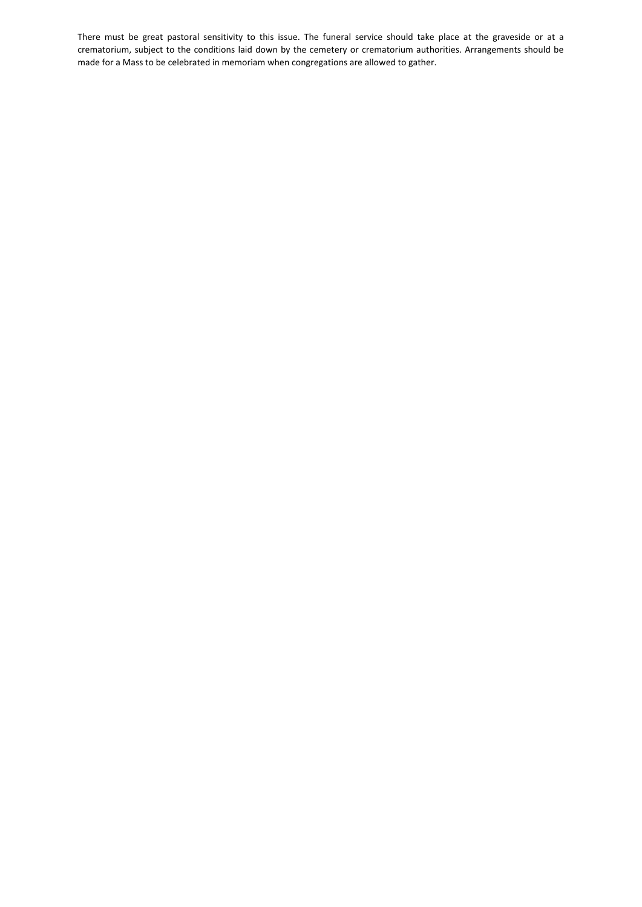There must be great pastoral sensitivity to this issue. The funeral service should take place at the graveside or at a crematorium, subject to the conditions laid down by the cemetery or crematorium authorities. Arrangements should be made for a Mass to be celebrated in memoriam when congregations are allowed to gather.